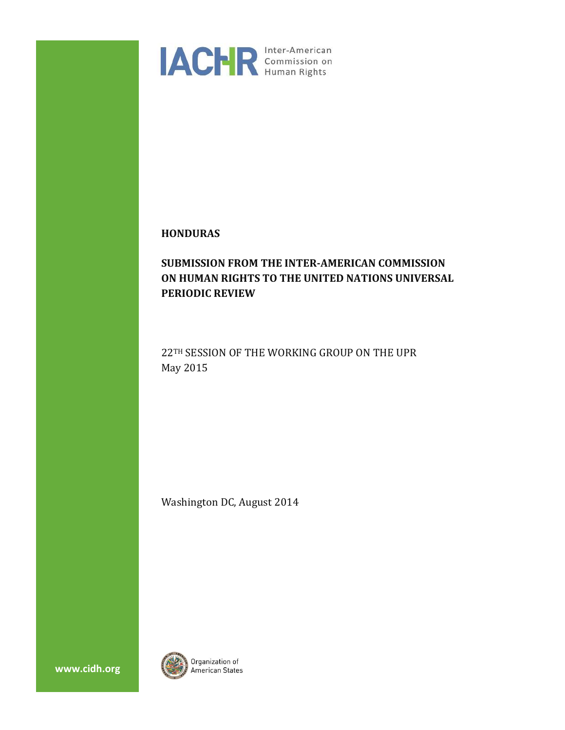IACHR Inter-American Commission on Human Rights

**HONDURAS**

**SUBMISSION FROM THE INTER-AMERICAN COMMISSION ON HUMAN RIGHTS TO THE UNITED NATIONS UNIVERSAL PERIODIC REVIEW**

22TH SESSION OF THE WORKING GROUP ON THE UPR
May 2015

Washington DC, August 2014

www.cidh.org

Organization of American States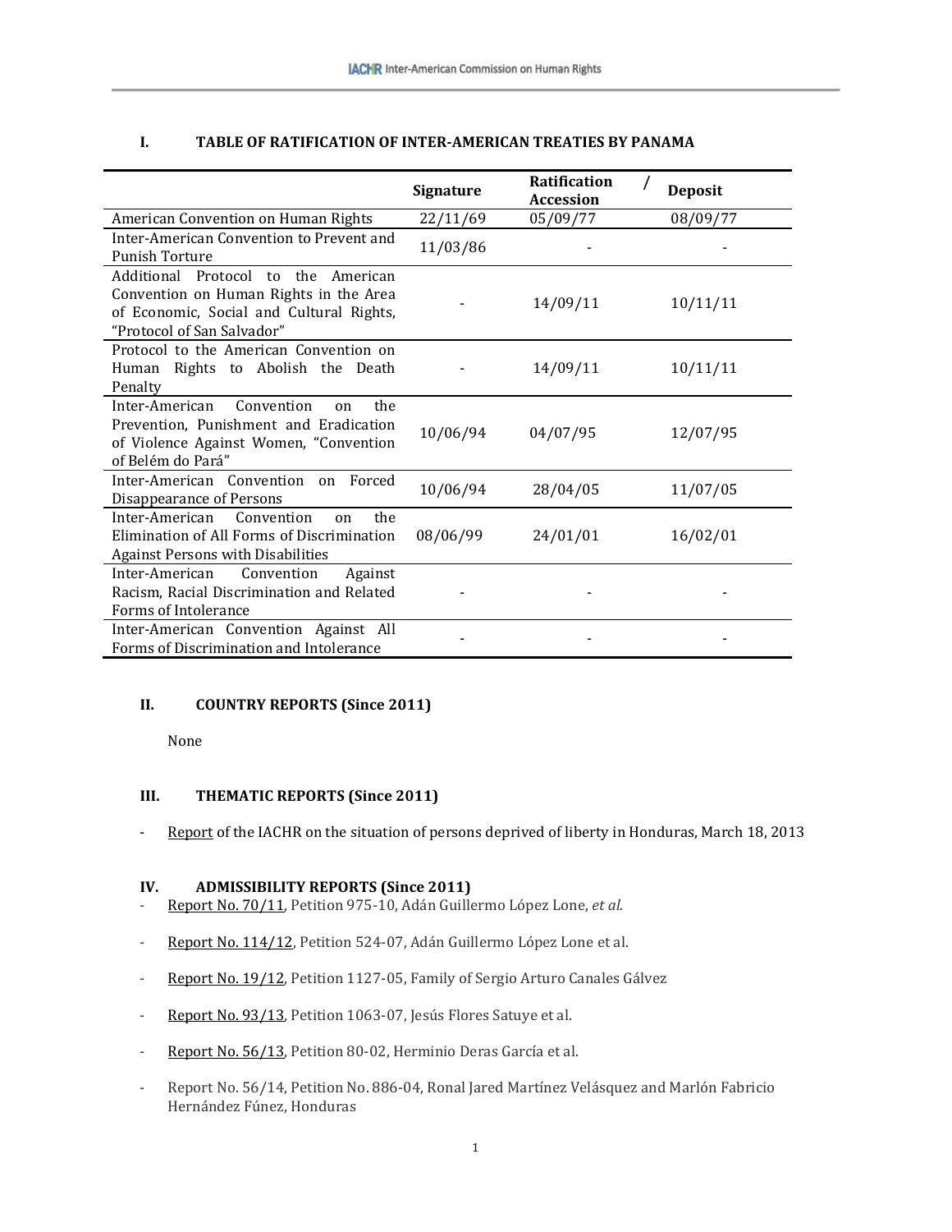## I. TABLE OF RATIFICATION OF INTER-AMERICAN TREATIES BY PANAMA

| | Signature | Ratification / Accession | Deposit |
|---|---|---|---|
| American Convention on Human Rights | 22/11/69 | 05/09/77 | 08/09/77 |
| Inter-American Convention to Prevent and Punish Torture | 11/03/86 | - | - |
| Additional Protocol to the American Convention on Human Rights in the Area of Economic, Social and Cultural Rights, "Protocol of San Salvador" | - | 14/09/11 | 10/11/11 |
| Protocol to the American Convention on Human Rights to Abolish the Death Penalty | - | 14/09/11 | 10/11/11 |
| Inter-American Convention on the Prevention, Punishment and Eradication of Violence Against Women, "Convention of Belém do Pará" | 10/06/94 | 04/07/95 | 12/07/95 |
| Inter-American Convention on Forced Disappearance of Persons | 10/06/94 | 28/04/05 | 11/07/05 |
| Inter-American Convention on the Elimination of All Forms of Discrimination Against Persons with Disabilities | 08/06/99 | 24/01/01 | 16/02/01 |
| Inter-American Convention Against Racism, Racial Discrimination and Related Forms of Intolerance | - | - | - |
| Inter-American Convention Against All Forms of Discrimination and Intolerance | - | - | - |

## II. COUNTRY REPORTS (Since 2011)

None

## III. THEMATIC REPORTS (Since 2011)

- Report of the IACHR on the situation of persons deprived of liberty in Honduras, March 18, 2013

## IV. ADMISSIBILITY REPORTS (Since 2011)

- Report No. 70/11, Petition 975-10, Adán Guillermo López Lone, *et al*.
- Report No. 114/12, Petition 524-07, Adán Guillermo López Lone et al.
- Report No. 19/12, Petition 1127-05, Family of Sergio Arturo Canales Gálvez
- Report No. 93/13, Petition 1063-07, Jesús Flores Satuye et al.
- Report No. 56/13, Petition 80-02, Herminio Deras García et al.
- Report No. 56/14, Petition No. 886-04, Ronal Jared Martínez Velásquez and Marlón Fabricio Hernández Fúnez, Honduras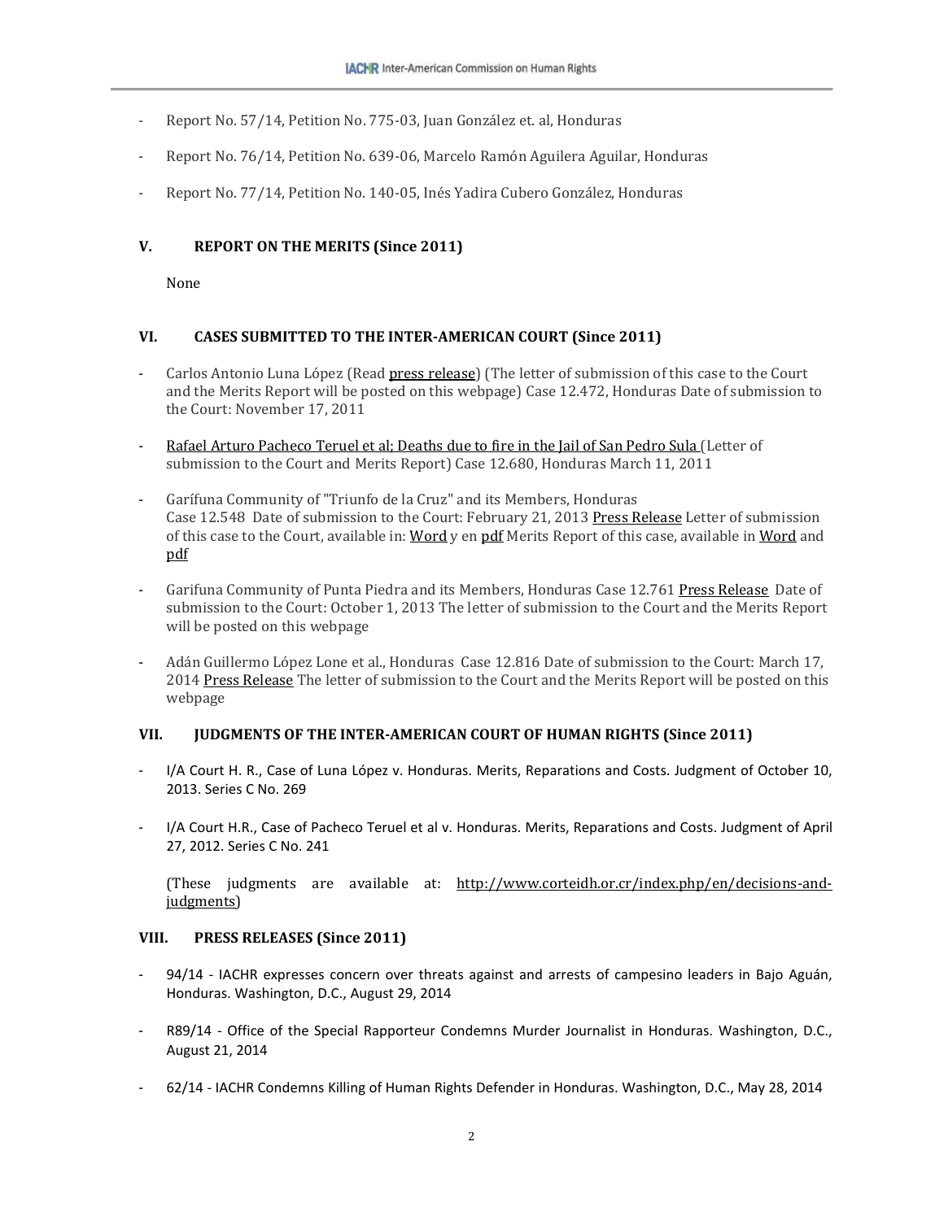- Report No. 57/14, Petition No. 775-03, Juan González et. al, Honduras
- Report No. 76/14, Petition No. 639-06, Marcelo Ramón Aguilera Aguilar, Honduras
- Report No. 77/14, Petition No. 140-05, Inés Yadira Cubero González, Honduras

## V. REPORT ON THE MERITS (Since 2011)

None

## VI. CASES SUBMITTED TO THE INTER-AMERICAN COURT (Since 2011)

- Carlos Antonio Luna López (Read press release) (The letter of submission of this case to the Court and the Merits Report will be posted on this webpage) Case 12.472, Honduras Date of submission to the Court: November 17, 2011
- Rafael Arturo Pacheco Teruel et al; Deaths due to fire in the Jail of San Pedro Sula (Letter of submission to the Court and Merits Report) Case 12.680, Honduras March 11, 2011
- Garífuna Community of "Triunfo de la Cruz" and its Members, Honduras
  Case 12.548 Date of submission to the Court: February 21, 2013 Press Release Letter of submission of this case to the Court, available in: Word y en pdf Merits Report of this case, available in Word and pdf
- Garifuna Community of Punta Piedra and its Members, Honduras Case 12.761 Press Release Date of submission to the Court: October 1, 2013 The letter of submission to the Court and the Merits Report will be posted on this webpage
- Adán Guillermo López Lone et al., Honduras Case 12.816 Date of submission to the Court: March 17, 2014 Press Release The letter of submission to the Court and the Merits Report will be posted on this webpage

## VII. JUDGMENTS OF THE INTER-AMERICAN COURT OF HUMAN RIGHTS (Since 2011)

- I/A Court H. R., Case of Luna López v. Honduras. Merits, Reparations and Costs. Judgment of October 10, 2013. Series C No. 269
- I/A Court H.R., Case of Pacheco Teruel et al v. Honduras. Merits, Reparations and Costs. Judgment of April 27, 2012. Series C No. 241

  (These judgments are available at: http://www.corteidh.or.cr/index.php/en/decisions-and-judgments)

## VIII. PRESS RELEASES (Since 2011)

- 94/14 - IACHR expresses concern over threats against and arrests of campesino leaders in Bajo Aguán, Honduras. Washington, D.C., August 29, 2014
- R89/14 - Office of the Special Rapporteur Condemns Murder Journalist in Honduras. Washington, D.C., August 21, 2014
- 62/14 - IACHR Condemns Killing of Human Rights Defender in Honduras. Washington, D.C., May 28, 2014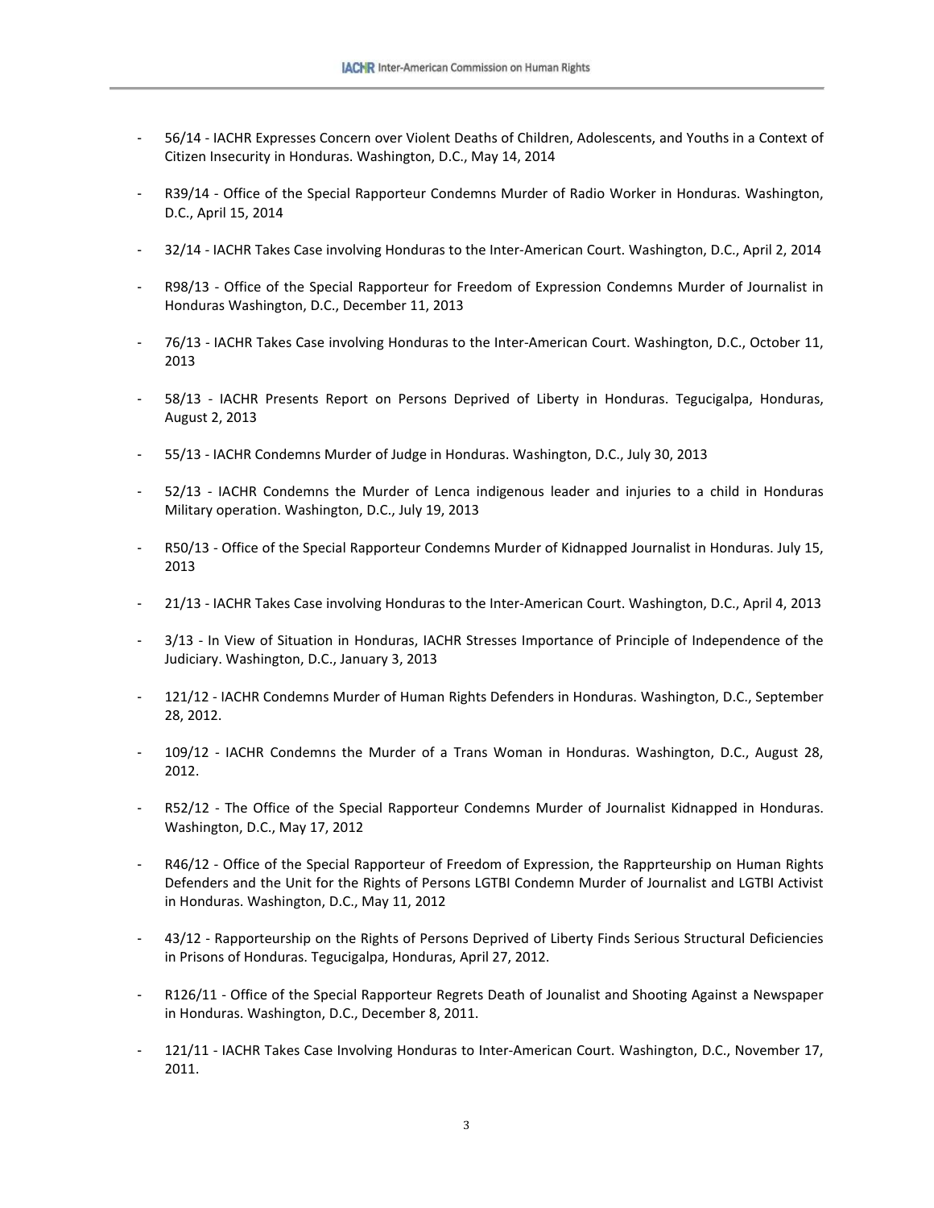- 56/14 - IACHR Expresses Concern over Violent Deaths of Children, Adolescents, and Youths in a Context of Citizen Insecurity in Honduras. Washington, D.C., May 14, 2014

- R39/14 - Office of the Special Rapporteur Condemns Murder of Radio Worker in Honduras. Washington, D.C., April 15, 2014

- 32/14 - IACHR Takes Case involving Honduras to the Inter-American Court. Washington, D.C., April 2, 2014

- R98/13 - Office of the Special Rapporteur for Freedom of Expression Condemns Murder of Journalist in Honduras Washington, D.C., December 11, 2013

- 76/13 - IACHR Takes Case involving Honduras to the Inter-American Court. Washington, D.C., October 11, 2013

- 58/13 - IACHR Presents Report on Persons Deprived of Liberty in Honduras. Tegucigalpa, Honduras, August 2, 2013

- 55/13 - IACHR Condemns Murder of Judge in Honduras. Washington, D.C., July 30, 2013

- 52/13 - IACHR Condemns the Murder of Lenca indigenous leader and injuries to a child in Honduras Military operation. Washington, D.C., July 19, 2013

- R50/13 - Office of the Special Rapporteur Condemns Murder of Kidnapped Journalist in Honduras. July 15, 2013

- 21/13 - IACHR Takes Case involving Honduras to the Inter-American Court. Washington, D.C., April 4, 2013

- 3/13 - In View of Situation in Honduras, IACHR Stresses Importance of Principle of Independence of the Judiciary. Washington, D.C., January 3, 2013

- 121/12 - IACHR Condemns Murder of Human Rights Defenders in Honduras. Washington, D.C., September 28, 2012.

- 109/12 - IACHR Condemns the Murder of a Trans Woman in Honduras. Washington, D.C., August 28, 2012.

- R52/12 - The Office of the Special Rapporteur Condemns Murder of Journalist Kidnapped in Honduras. Washington, D.C., May 17, 2012

- R46/12 - Office of the Special Rapporteur of Freedom of Expression, the Rapprteurship on Human Rights Defenders and the Unit for the Rights of Persons LGTBI Condemn Murder of Journalist and LGTBI Activist in Honduras. Washington, D.C., May 11, 2012

- 43/12 - Rapporteurship on the Rights of Persons Deprived of Liberty Finds Serious Structural Deficiencies in Prisons of Honduras. Tegucigalpa, Honduras, April 27, 2012.

- R126/11 - Office of the Special Rapporteur Regrets Death of Jounalist and Shooting Against a Newspaper in Honduras. Washington, D.C., December 8, 2011.

- 121/11 - IACHR Takes Case Involving Honduras to Inter-American Court. Washington, D.C., November 17, 2011.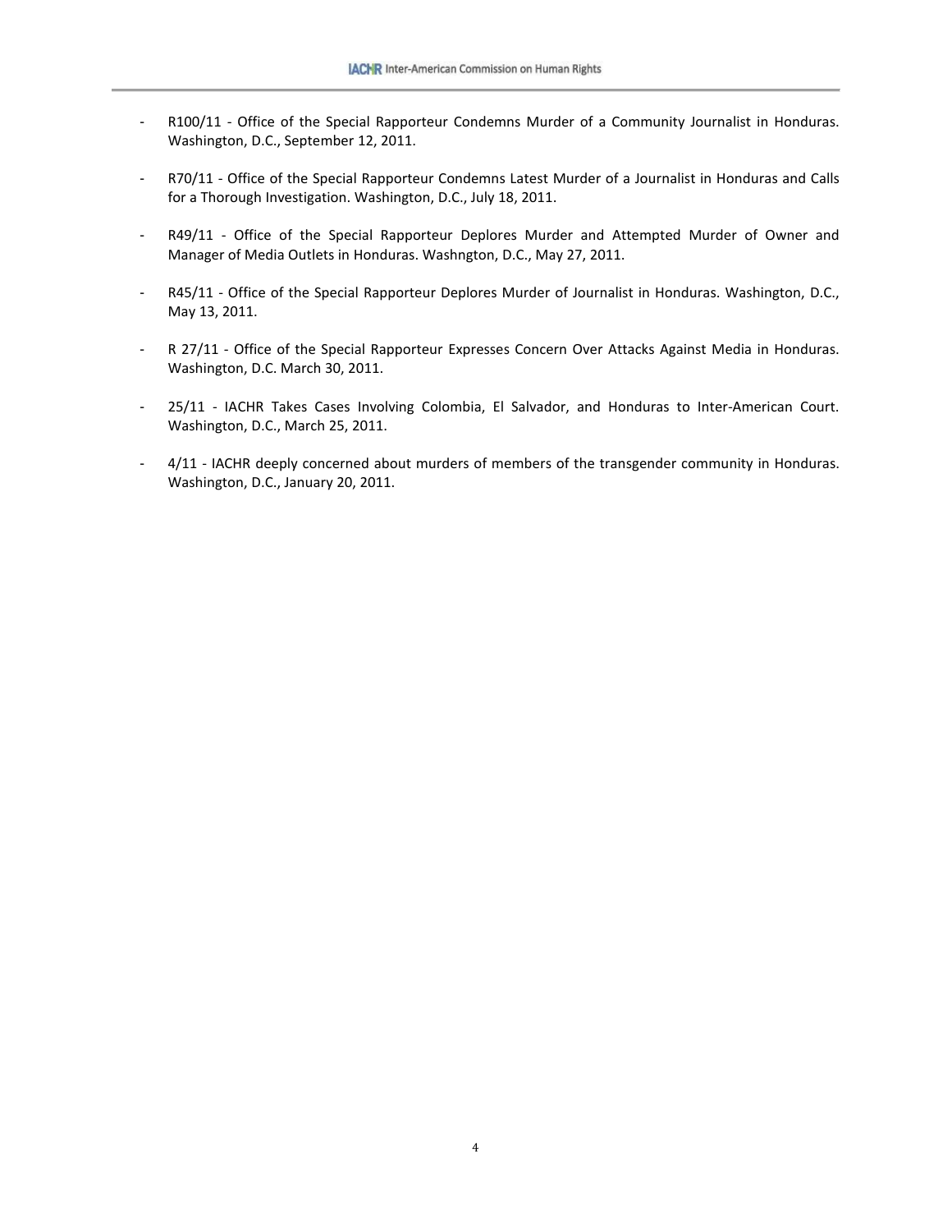- R100/11 - Office of the Special Rapporteur Condemns Murder of a Community Journalist in Honduras. Washington, D.C., September 12, 2011.

- R70/11 - Office of the Special Rapporteur Condemns Latest Murder of a Journalist in Honduras and Calls for a Thorough Investigation. Washington, D.C., July 18, 2011.

- R49/11 - Office of the Special Rapporteur Deplores Murder and Attempted Murder of Owner and Manager of Media Outlets in Honduras. Washngton, D.C., May 27, 2011.

- R45/11 - Office of the Special Rapporteur Deplores Murder of Journalist in Honduras. Washington, D.C., May 13, 2011.

- R 27/11 - Office of the Special Rapporteur Expresses Concern Over Attacks Against Media in Honduras. Washington, D.C. March 30, 2011.

- 25/11 - IACHR Takes Cases Involving Colombia, El Salvador, and Honduras to Inter-American Court. Washington, D.C., March 25, 2011.

- 4/11 - IACHR deeply concerned about murders of members of the transgender community in Honduras. Washington, D.C., January 20, 2011.